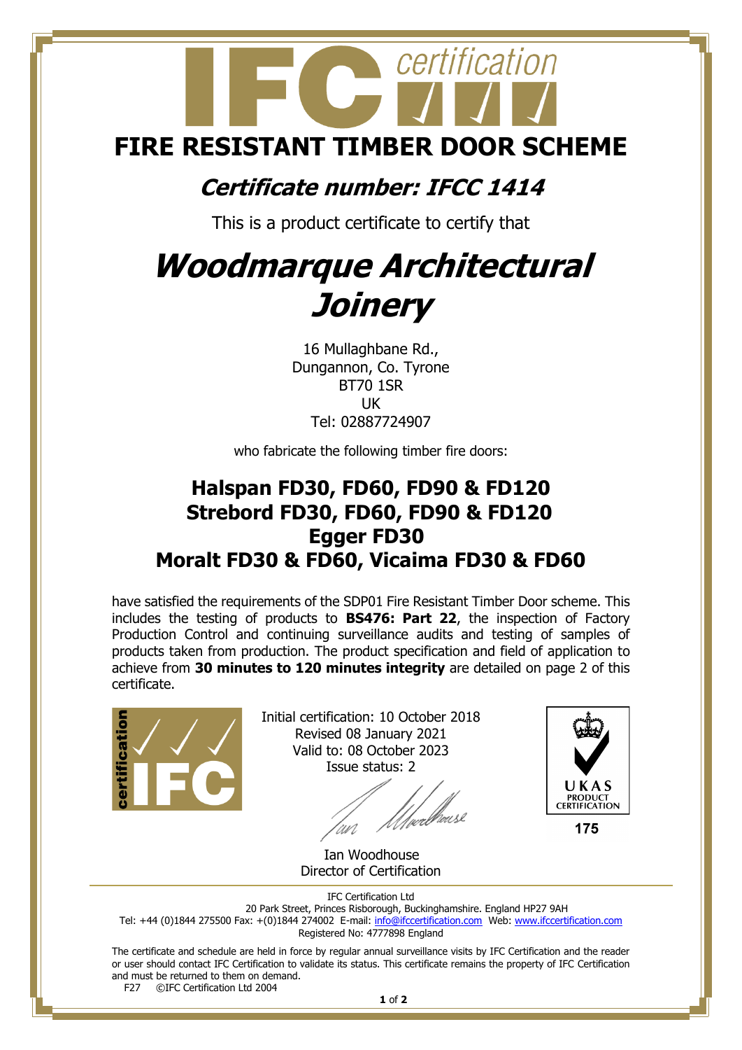# FIRE RESISTANT TIMBER DOOR SCHEME

## *Certificate number: IFCC 1414*

This is a product certificate to certify that

# *Woodmarque Architectural Joinery*

16 Mullaghbane Rd.,
Dungannon, Co. Tyrone
BT70 1SR
UK
Tel: 02887724907

who fabricate the following timber fire doors:

## Halspan FD30, FD60, FD90 & FD120
## Strebord FD30, FD60, FD90 & FD120
## Egger FD30
## Moralt FD30 & FD60, Vicaima FD30 & FD60

have satisfied the requirements of the SDP01 Fire Resistant Timber Door scheme. This includes the testing of products to **BS476: Part 22**, the inspection of Factory Production Control and continuing surveillance audits and testing of samples of products taken from production. The product specification and field of application to achieve from **30 minutes to 120 minutes integrity** are detailed on page 2 of this certificate.

Initial certification: 10 October 2018
Revised 08 January 2021
Valid to: 08 October 2023
Issue status: 2

Ian Woodhouse
Director of Certification

UKAS PRODUCT CERTIFICATION
175

IFC Certification Ltd
20 Park Street, Princes Risborough, Buckinghamshire. England HP27 9AH
Tel: +44 (0)1844 275500 Fax: +(0)1844 274002 E-mail: info@ifccertification.com Web: www.ifccertification.com
Registered No: 4777898 England

The certificate and schedule are held in force by regular annual surveillance visits by IFC Certification and the reader or user should contact IFC Certification to validate its status. This certificate remains the property of IFC Certification and must be returned to them on demand.

F27 ©IFC Certification Ltd 2004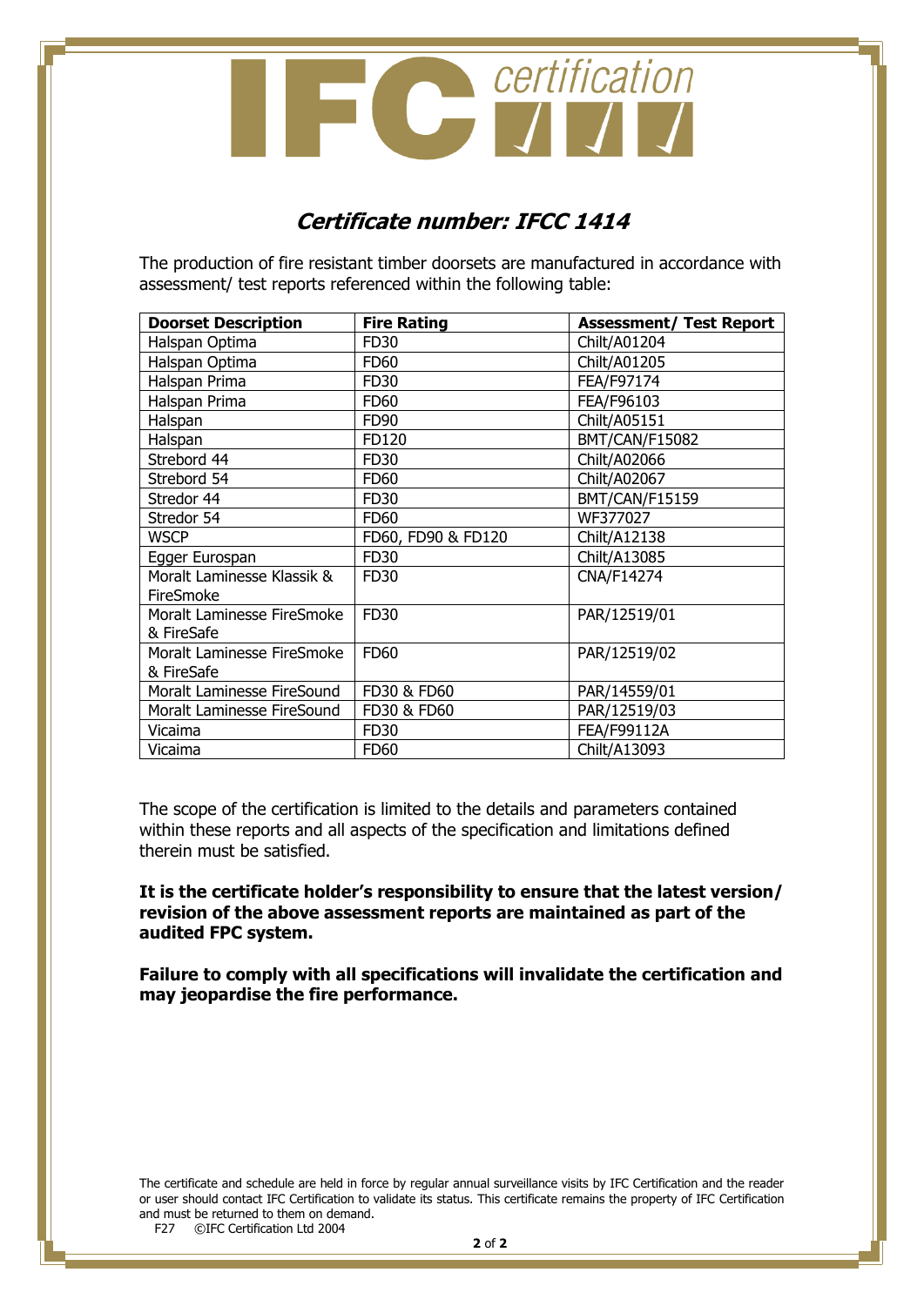## Certificate number: IFCC 1414

The production of fire resistant timber doorsets are manufactured in accordance with assessment/ test reports referenced within the following table:

| Doorset Description | Fire Rating | Assessment/ Test Report |
|---|---|---|
| Halspan Optima | FD30 | Chilt/A01204 |
| Halspan Optima | FD60 | Chilt/A01205 |
| Halspan Prima | FD30 | FEA/F97174 |
| Halspan Prima | FD60 | FEA/F96103 |
| Halspan | FD90 | Chilt/A05151 |
| Halspan | FD120 | BMT/CAN/F15082 |
| Strebord 44 | FD30 | Chilt/A02066 |
| Strebord 54 | FD60 | Chilt/A02067 |
| Stredor 44 | FD30 | BMT/CAN/F15159 |
| Stredor 54 | FD60 | WF377027 |
| WSCP | FD60, FD90 & FD120 | Chilt/A12138 |
| Egger Eurospan | FD30 | Chilt/A13085 |
| Moralt Laminesse Klassik & FireSmoke | FD30 | CNA/F14274 |
| Moralt Laminesse FireSmoke & FireSafe | FD30 | PAR/12519/01 |
| Moralt Laminesse FireSmoke & FireSafe | FD60 | PAR/12519/02 |
| Moralt Laminesse FireSound | FD30 & FD60 | PAR/14559/01 |
| Moralt Laminesse FireSound | FD30 & FD60 | PAR/12519/03 |
| Vicaima | FD30 | FEA/F99112A |
| Vicaima | FD60 | Chilt/A13093 |

The scope of the certification is limited to the details and parameters contained within these reports and all aspects of the specification and limitations defined therein must be satisfied.

**It is the certificate holder's responsibility to ensure that the latest version/ revision of the above assessment reports are maintained as part of the audited FPC system.**

**Failure to comply with all specifications will invalidate the certification and may jeopardise the fire performance.**

The certificate and schedule are held in force by regular annual surveillance visits by IFC Certification and the reader or user should contact IFC Certification to validate its status. This certificate remains the property of IFC Certification and must be returned to them on demand.

F27 ©IFC Certification Ltd 2004